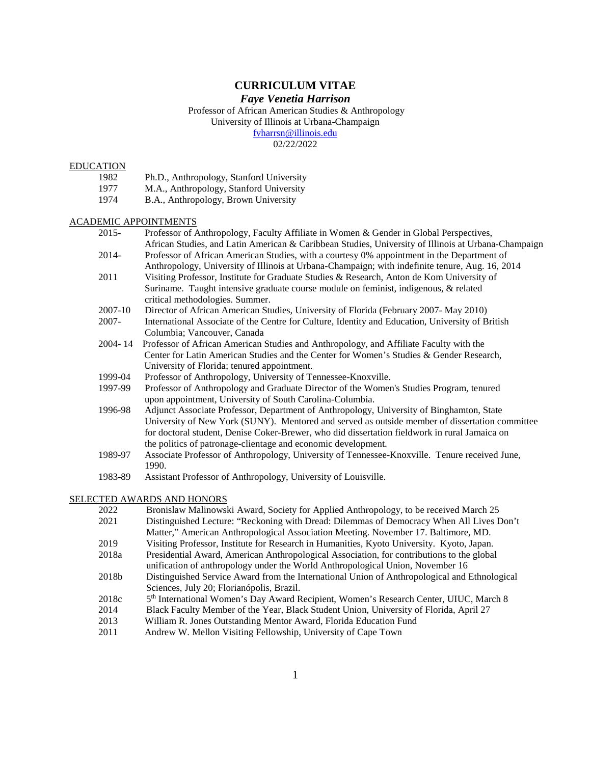# CURRICULUM VITAE

## *Faye Venetia Harrison*

Professor of African American Studies & Anthropology
University of Illinois at Urbana-Champaign
fvharrsn@illinois.edu
02/22/2022

## EDUCATION

- 1982 Ph.D., Anthropology, Stanford University
- 1977 M.A., Anthropology, Stanford University
- 1974 B.A., Anthropology, Brown University

## ACADEMIC APPOINTMENTS

- 2015- Professor of Anthropology, Faculty Affiliate in Women & Gender in Global Perspectives, African Studies, and Latin American & Caribbean Studies, University of Illinois at Urbana-Champaign
- 2014- Professor of African American Studies, with a courtesy 0% appointment in the Department of Anthropology, University of Illinois at Urbana-Champaign; with indefinite tenure, Aug. 16, 2014
- 2011 Visiting Professor, Institute for Graduate Studies & Research, Anton de Kom University of Suriname. Taught intensive graduate course module on feminist, indigenous, & related critical methodologies. Summer.
- 2007-10 Director of African American Studies, University of Florida (February 2007- May 2010)
- 2007- International Associate of the Centre for Culture, Identity and Education, University of British Columbia; Vancouver, Canada
- 2004- 14 Professor of African American Studies and Anthropology, and Affiliate Faculty with the Center for Latin American Studies and the Center for Women's Studies & Gender Research, University of Florida; tenured appointment.
- 1999-04 Professor of Anthropology, University of Tennessee-Knoxville.
- 1997-99 Professor of Anthropology and Graduate Director of the Women's Studies Program, tenured upon appointment, University of South Carolina-Columbia.
- 1996-98 Adjunct Associate Professor, Department of Anthropology, University of Binghamton, State University of New York (SUNY). Mentored and served as outside member of dissertation committee for doctoral student, Denise Coker-Brewer, who did dissertation fieldwork in rural Jamaica on the politics of patronage-clientage and economic development.
- 1989-97 Associate Professor of Anthropology, University of Tennessee-Knoxville. Tenure received June, 1990.
- 1983-89 Assistant Professor of Anthropology, University of Louisville.

## SELECTED AWARDS AND HONORS

- 2022 Bronislaw Malinowski Award, Society for Applied Anthropology, to be received March 25
- 2021 Distinguished Lecture: "Reckoning with Dread: Dilemmas of Democracy When All Lives Don't Matter," American Anthropological Association Meeting. November 17. Baltimore, MD.
- 2019 Visiting Professor, Institute for Research in Humanities, Kyoto University. Kyoto, Japan.
- 2018a Presidential Award, American Anthropological Association, for contributions to the global unification of anthropology under the World Anthropological Union, November 16
- 2018b Distinguished Service Award from the International Union of Anthropological and Ethnological Sciences, July 20; Florianópolis, Brazil.
- 2018c 5th International Women's Day Award Recipient, Women's Research Center, UIUC, March 8
- 2014 Black Faculty Member of the Year, Black Student Union, University of Florida, April 27
- 2013 William R. Jones Outstanding Mentor Award, Florida Education Fund
- 2011 Andrew W. Mellon Visiting Fellowship, University of Cape Town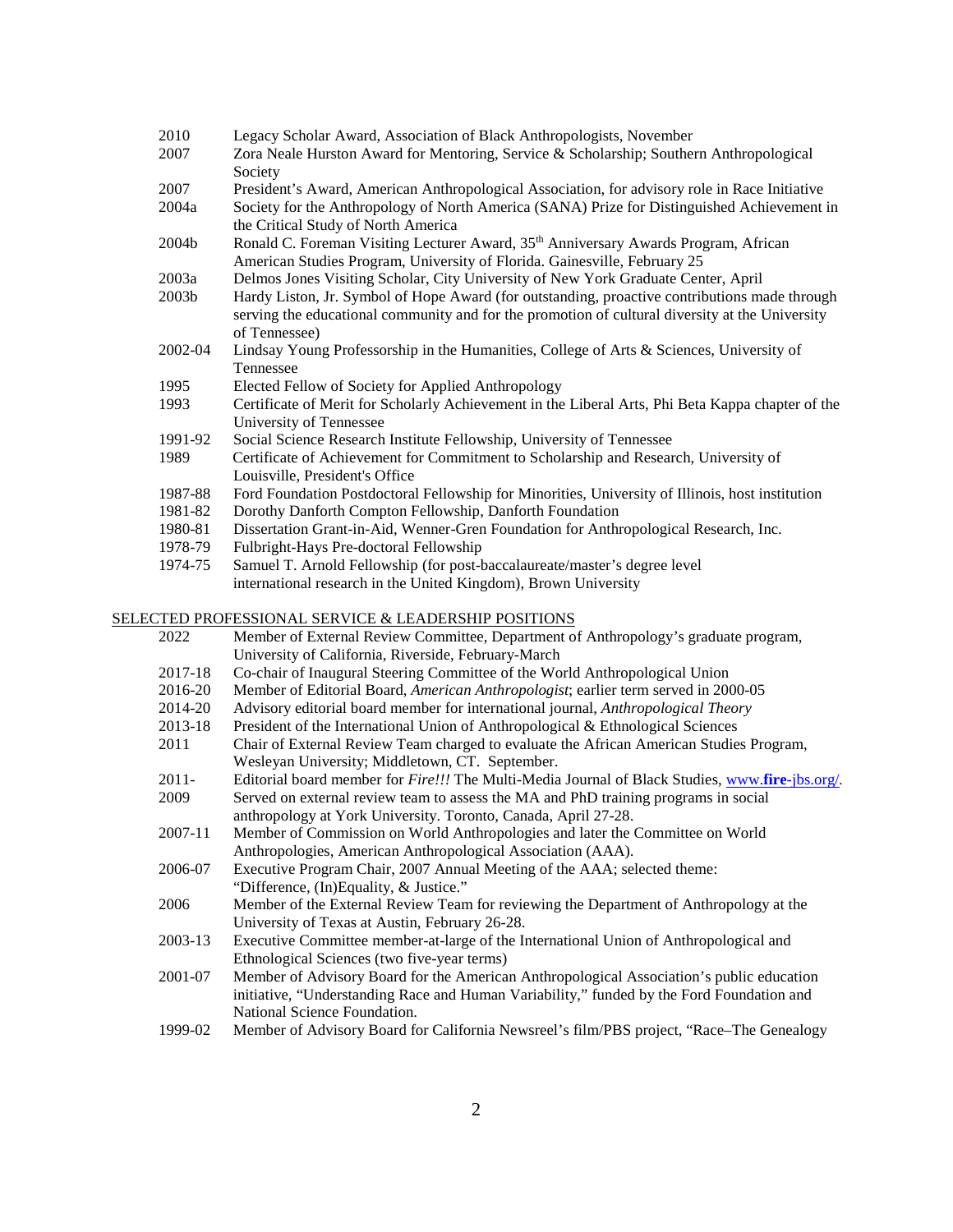| | |
|---|---|
| 2010 | Legacy Scholar Award, Association of Black Anthropologists, November |
| 2007 | Zora Neale Hurston Award for Mentoring, Service & Scholarship; Southern Anthropological Society |
| 2007 | President's Award, American Anthropological Association, for advisory role in Race Initiative |
| 2004a | Society for the Anthropology of North America (SANA) Prize for Distinguished Achievement in the Critical Study of North America |
| 2004b | Ronald C. Foreman Visiting Lecturer Award, 35th Anniversary Awards Program, African American Studies Program, University of Florida. Gainesville, February 25 |
| 2003a | Delmos Jones Visiting Scholar, City University of New York Graduate Center, April |
| 2003b | Hardy Liston, Jr. Symbol of Hope Award (for outstanding, proactive contributions made through serving the educational community and for the promotion of cultural diversity at the University of Tennessee) |
| 2002-04 | Lindsay Young Professorship in the Humanities, College of Arts & Sciences, University of Tennessee |
| 1995 | Elected Fellow of Society for Applied Anthropology |
| 1993 | Certificate of Merit for Scholarly Achievement in the Liberal Arts, Phi Beta Kappa chapter of the University of Tennessee |
| 1991-92 | Social Science Research Institute Fellowship, University of Tennessee |
| 1989 | Certificate of Achievement for Commitment to Scholarship and Research, University of Louisville, President's Office |
| 1987-88 | Ford Foundation Postdoctoral Fellowship for Minorities, University of Illinois, host institution |
| 1981-82 | Dorothy Danforth Compton Fellowship, Danforth Foundation |
| 1980-81 | Dissertation Grant-in-Aid, Wenner-Gren Foundation for Anthropological Research, Inc. |
| 1978-79 | Fulbright-Hays Pre-doctoral Fellowship |
| 1974-75 | Samuel T. Arnold Fellowship (for post-baccalaureate/master's degree level international research in the United Kingdom), Brown University |

## SELECTED PROFESSIONAL SERVICE & LEADERSHIP POSITIONS

| | |
|---|---|
| 2022 | Member of External Review Committee, Department of Anthropology's graduate program, University of California, Riverside, February-March |
| 2017-18 | Co-chair of Inaugural Steering Committee of the World Anthropological Union |
| 2016-20 | Member of Editorial Board, *American Anthropologist*; earlier term served in 2000-05 |
| 2014-20 | Advisory editorial board member for international journal, *Anthropological Theory* |
| 2013-18 | President of the International Union of Anthropological & Ethnological Sciences |
| 2011 | Chair of External Review Team charged to evaluate the African American Studies Program, Wesleyan University; Middletown, CT. September. |
| 2011- | Editorial board member for *Fire!!!* The Multi-Media Journal of Black Studies, www.**fire**-jbs.org/. |
| 2009 | Served on external review team to assess the MA and PhD training programs in social anthropology at York University. Toronto, Canada, April 27-28. |
| 2007-11 | Member of Commission on World Anthropologies and later the Committee on World Anthropologies, American Anthropological Association (AAA). |
| 2006-07 | Executive Program Chair, 2007 Annual Meeting of the AAA; selected theme: "Difference, (In)Equality, & Justice." |
| 2006 | Member of the External Review Team for reviewing the Department of Anthropology at the University of Texas at Austin, February 26-28. |
| 2003-13 | Executive Committee member-at-large of the International Union of Anthropological and Ethnological Sciences (two five-year terms) |
| 2001-07 | Member of Advisory Board for the American Anthropological Association's public education initiative, "Understanding Race and Human Variability," funded by the Ford Foundation and National Science Foundation. |
| 1999-02 | Member of Advisory Board for California Newsreel's film/PBS project, "Race–The Genealogy |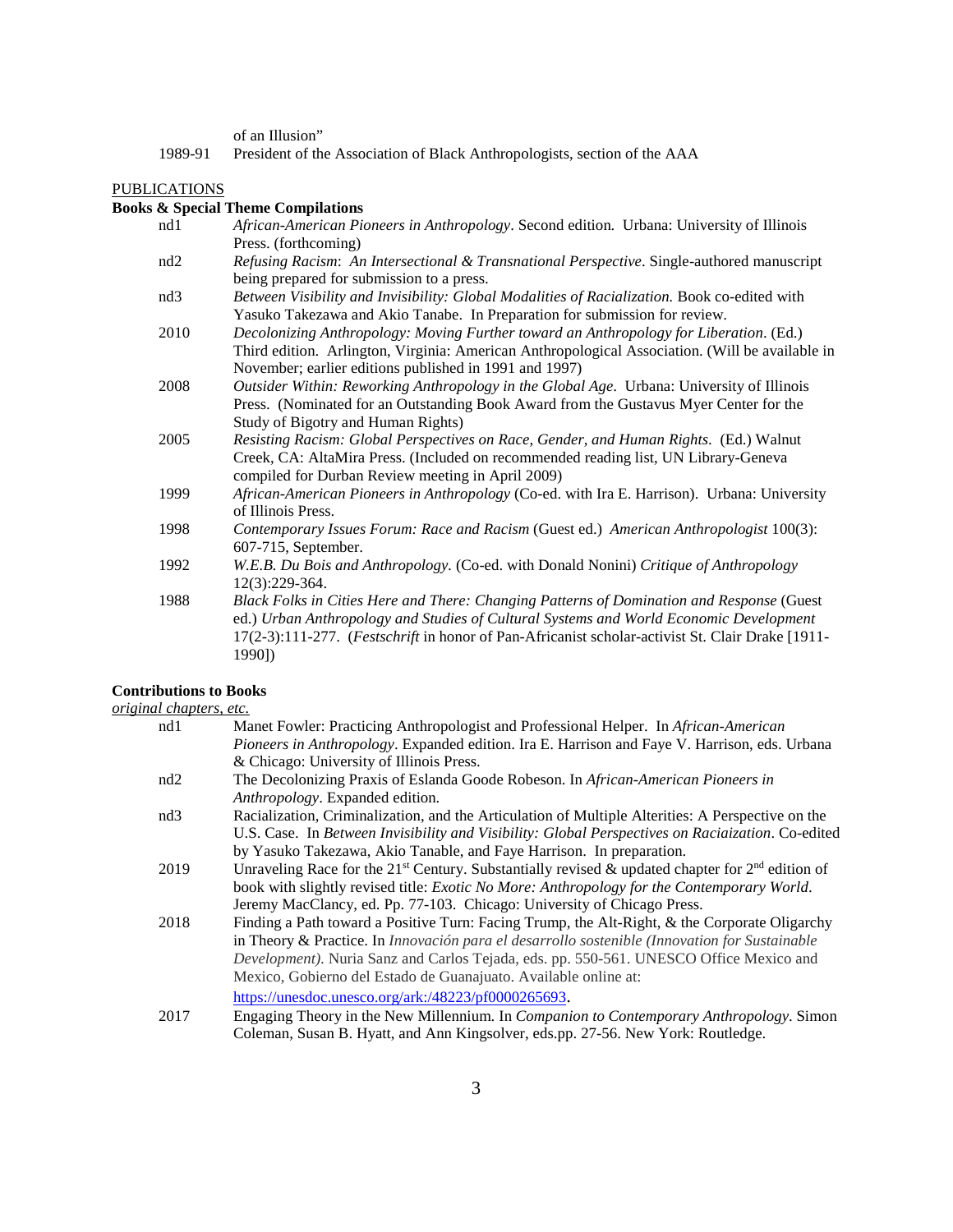of an Illusion"

1989-91 President of the Association of Black Anthropologists, section of the AAA

PUBLICATIONS

**Books & Special Theme Compilations**

nd1 *African-American Pioneers in Anthropology*. Second edition. Urbana: University of Illinois Press. (forthcoming)

nd2 *Refusing Racism*: *An Intersectional & Transnational Perspective*. Single-authored manuscript being prepared for submission to a press.

nd3 *Between Visibility and Invisibility: Global Modalities of Racialization.* Book co-edited with Yasuko Takezawa and Akio Tanabe. In Preparation for submission for review.

2010 *Decolonizing Anthropology: Moving Further toward an Anthropology for Liberation*. (Ed.) Third edition. Arlington, Virginia: American Anthropological Association. (Will be available in November; earlier editions published in 1991 and 1997)

2008 *Outsider Within: Reworking Anthropology in the Global Age*. Urbana: University of Illinois Press. (Nominated for an Outstanding Book Award from the Gustavus Myer Center for the Study of Bigotry and Human Rights)

2005 *Resisting Racism: Global Perspectives on Race, Gender, and Human Rights*. (Ed.) Walnut Creek, CA: AltaMira Press. (Included on recommended reading list, UN Library-Geneva compiled for Durban Review meeting in April 2009)

1999 *African-American Pioneers in Anthropology* (Co-ed. with Ira E. Harrison). Urbana: University of Illinois Press.

1998 *Contemporary Issues Forum: Race and Racism* (Guest ed.) *American Anthropologist* 100(3): 607-715, September.

1992 *W.E.B. Du Bois and Anthropology.* (Co-ed. with Donald Nonini) *Critique of Anthropology* 12(3):229-364.

1988 *Black Folks in Cities Here and There: Changing Patterns of Domination and Response* (Guest ed.) *Urban Anthropology and Studies of Cultural Systems and World Economic Development* 17(2-3):111-277. (*Festschrift* in honor of Pan-Africanist scholar-activist St. Clair Drake [1911-1990])

**Contributions to Books**

*original chapters, etc.*

nd1 Manet Fowler: Practicing Anthropologist and Professional Helper. In *African-American Pioneers in Anthropology*. Expanded edition. Ira E. Harrison and Faye V. Harrison, eds. Urbana & Chicago: University of Illinois Press.

nd2 The Decolonizing Praxis of Eslanda Goode Robeson. In *African-American Pioneers in Anthropology*. Expanded edition.

nd3 Racialization, Criminalization, and the Articulation of Multiple Alterities: A Perspective on the U.S. Case. In *Between Invisibility and Visibility: Global Perspectives on Raciaization*. Co-edited by Yasuko Takezawa, Akio Tanable, and Faye Harrison. In preparation.

2019 Unraveling Race for the 21st Century. Substantially revised & updated chapter for 2nd edition of book with slightly revised title: *Exotic No More: Anthropology for the Contemporary World*. Jeremy MacClancy, ed. Pp. 77-103. Chicago: University of Chicago Press.

2018 Finding a Path toward a Positive Turn: Facing Trump, the Alt-Right, & the Corporate Oligarchy in Theory & Practice. In *Innovación para el desarrollo sostenible (Innovation for Sustainable Development).* Nuria Sanz and Carlos Tejada, eds. pp. 550-561. UNESCO Office Mexico and Mexico, Gobierno del Estado de Guanajuato. Available online at: https://unesdoc.unesco.org/ark:/48223/pf0000265693.

2017 Engaging Theory in the New Millennium. In *Companion to Contemporary Anthropology*. Simon Coleman, Susan B. Hyatt, and Ann Kingsolver, eds.pp. 27-56. New York: Routledge.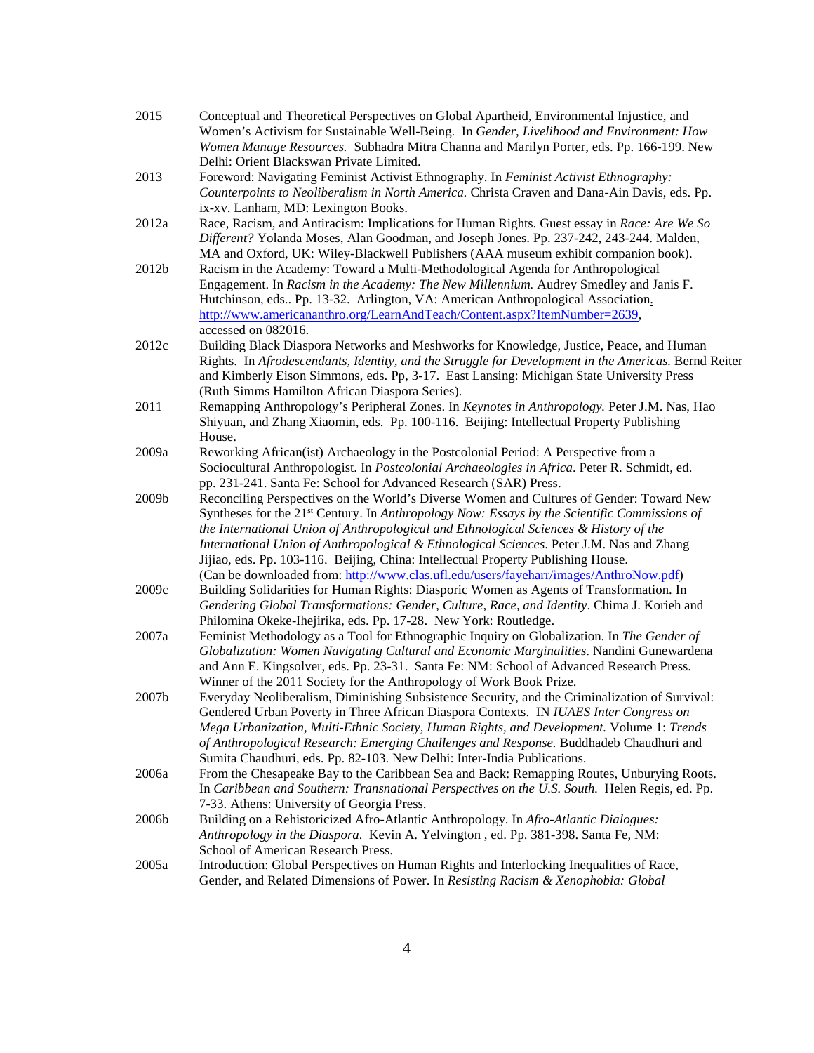2015 Conceptual and Theoretical Perspectives on Global Apartheid, Environmental Injustice, and Women's Activism for Sustainable Well-Being. In *Gender, Livelihood and Environment: How Women Manage Resources.* Subhadra Mitra Channa and Marilyn Porter, eds. Pp. 166-199. New Delhi: Orient Blackswan Private Limited.

2013 Foreword: Navigating Feminist Activist Ethnography. In *Feminist Activist Ethnography: Counterpoints to Neoliberalism in North America.* Christa Craven and Dana-Ain Davis, eds. Pp. ix-xv. Lanham, MD: Lexington Books.

2012a Race, Racism, and Antiracism: Implications for Human Rights. Guest essay in *Race: Are We So Different?* Yolanda Moses, Alan Goodman, and Joseph Jones. Pp. 237-242, 243-244. Malden, MA and Oxford, UK: Wiley-Blackwell Publishers (AAA museum exhibit companion book).

2012b Racism in the Academy: Toward a Multi-Methodological Agenda for Anthropological Engagement. In *Racism in the Academy: The New Millennium.* Audrey Smedley and Janis F. Hutchinson, eds.. Pp. 13-32. Arlington, VA: American Anthropological Association. http://www.americananthro.org/LearnAndTeach/Content.aspx?ItemNumber=2639, accessed on 082016.

2012c Building Black Diaspora Networks and Meshworks for Knowledge, Justice, Peace, and Human Rights. In *Afrodescendants, Identity, and the Struggle for Development in the Americas.* Bernd Reiter and Kimberly Eison Simmons, eds. Pp, 3-17. East Lansing: Michigan State University Press (Ruth Simms Hamilton African Diaspora Series).

2011 Remapping Anthropology's Peripheral Zones. In *Keynotes in Anthropology.* Peter J.M. Nas, Hao Shiyuan, and Zhang Xiaomin, eds. Pp. 100-116. Beijing: Intellectual Property Publishing House.

2009a Reworking African(ist) Archaeology in the Postcolonial Period: A Perspective from a Sociocultural Anthropologist. In *Postcolonial Archaeologies in Africa*. Peter R. Schmidt, ed. pp. 231-241. Santa Fe: School for Advanced Research (SAR) Press.

2009b Reconciling Perspectives on the World's Diverse Women and Cultures of Gender: Toward New Syntheses for the 21st Century. In *Anthropology Now: Essays by the Scientific Commissions of the International Union of Anthropological and Ethnological Sciences & History of the International Union of Anthropological & Ethnological Sciences*. Peter J.M. Nas and Zhang Jijiao, eds. Pp. 103-116. Beijing, China: Intellectual Property Publishing House. (Can be downloaded from: http://www.clas.ufl.edu/users/fayeharr/images/AnthroNow.pdf)

2009c Building Solidarities for Human Rights: Diasporic Women as Agents of Transformation. In *Gendering Global Transformations: Gender, Culture, Race, and Identity*. Chima J. Korieh and Philomina Okeke-Ihejirika, eds. Pp. 17-28. New York: Routledge.

2007a Feminist Methodology as a Tool for Ethnographic Inquiry on Globalization. In *The Gender of Globalization: Women Navigating Cultural and Economic Marginalities*. Nandini Gunewardena and Ann E. Kingsolver, eds. Pp. 23-31. Santa Fe: NM: School of Advanced Research Press. Winner of the 2011 Society for the Anthropology of Work Book Prize.

2007b Everyday Neoliberalism, Diminishing Subsistence Security, and the Criminalization of Survival: Gendered Urban Poverty in Three African Diaspora Contexts. IN *IUAES Inter Congress on Mega Urbanization, Multi-Ethnic Society, Human Rights, and Development.* Volume 1: *Trends of Anthropological Research: Emerging Challenges and Response.* Buddhadeb Chaudhuri and Sumita Chaudhuri, eds. Pp. 82-103. New Delhi: Inter-India Publications.

2006a From the Chesapeake Bay to the Caribbean Sea and Back: Remapping Routes, Unburying Roots. In *Caribbean and Southern: Transnational Perspectives on the U.S. South.* Helen Regis, ed. Pp. 7-33. Athens: University of Georgia Press.

2006b Building on a Rehistoricized Afro-Atlantic Anthropology. In *Afro-Atlantic Dialogues: Anthropology in the Diaspora*. Kevin A. Yelvington , ed. Pp. 381-398. Santa Fe, NM: School of American Research Press.

2005a Introduction: Global Perspectives on Human Rights and Interlocking Inequalities of Race, Gender, and Related Dimensions of Power. In *Resisting Racism & Xenophobia: Global*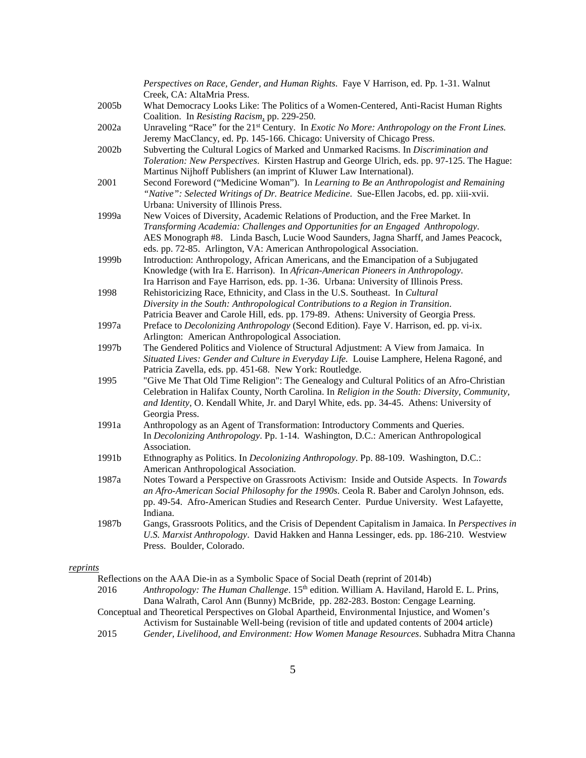*Perspectives on Race, Gender, and Human Rights*. Faye V Harrison, ed. Pp. 1-31. Walnut Creek, CA: AltaMria Press.

2005b What Democracy Looks Like: The Politics of a Women-Centered, Anti-Racist Human Rights Coalition. In *Resisting Racism*, pp. 229-250.

2002a Unraveling "Race" for the 21st Century. In *Exotic No More: Anthropology on the Front Lines.* Jeremy MacClancy, ed. Pp. 145-166. Chicago: University of Chicago Press.

2002b Subverting the Cultural Logics of Marked and Unmarked Racisms. In *Discrimination and Toleration: New Perspectives*. Kirsten Hastrup and George Ulrich, eds. pp. 97-125. The Hague: Martinus Nijhoff Publishers (an imprint of Kluwer Law International).

2001 Second Foreword ("Medicine Woman"). In *Learning to Be an Anthropologist and Remaining "Native": Selected Writings of Dr. Beatrice Medicine*. Sue-Ellen Jacobs, ed. pp. xiii-xvii. Urbana: University of Illinois Press.

1999a New Voices of Diversity, Academic Relations of Production, and the Free Market. In *Transforming Academia: Challenges and Opportunities for an Engaged Anthropology*. AES Monograph #8. Linda Basch, Lucie Wood Saunders, Jagna Sharff, and James Peacock, eds. pp. 72-85. Arlington, VA: American Anthropological Association.

1999b Introduction: Anthropology, African Americans, and the Emancipation of a Subjugated Knowledge (with Ira E. Harrison). In *African-American Pioneers in Anthropology*. Ira Harrison and Faye Harrison, eds. pp. 1-36. Urbana: University of Illinois Press.

1998 Rehistoricizing Race, Ethnicity, and Class in the U.S. Southeast. In *Cultural Diversity in the South: Anthropological Contributions to a Region in Transition*. Patricia Beaver and Carole Hill, eds. pp. 179-89. Athens: University of Georgia Press.

1997a Preface to *Decolonizing Anthropology* (Second Edition). Faye V. Harrison, ed. pp. vi-ix. Arlington: American Anthropological Association.

1997b The Gendered Politics and Violence of Structural Adjustment: A View from Jamaica. In *Situated Lives: Gender and Culture in Everyday Life.* Louise Lamphere, Helena Ragoné, and Patricia Zavella, eds. pp. 451-68. New York: Routledge.

1995 "Give Me That Old Time Religion": The Genealogy and Cultural Politics of an Afro-Christian Celebration in Halifax County, North Carolina. In *Religion in the South: Diversity, Community, and Identity,* O. Kendall White, Jr. and Daryl White, eds. pp. 34-45. Athens: University of Georgia Press.

1991a Anthropology as an Agent of Transformation: Introductory Comments and Queries. In *Decolonizing Anthropology*. Pp. 1-14. Washington, D.C.: American Anthropological Association.

1991b Ethnography as Politics. In *Decolonizing Anthropology*. Pp. 88-109. Washington, D.C.: American Anthropological Association.

1987a Notes Toward a Perspective on Grassroots Activism: Inside and Outside Aspects. In *Towards an Afro-American Social Philosophy for the 1990s*. Ceola R. Baber and Carolyn Johnson, eds. pp. 49-54. Afro-American Studies and Research Center. Purdue University. West Lafayette, Indiana.

1987b Gangs, Grassroots Politics, and the Crisis of Dependent Capitalism in Jamaica. In *Perspectives in U.S. Marxist Anthropology*. David Hakken and Hanna Lessinger, eds. pp. 186-210. Westview Press. Boulder, Colorado.

*reprints*

Reflections on the AAA Die-in as a Symbolic Space of Social Death (reprint of 2014b)

2016 *Anthropology: The Human Challenge*. 15th edition. William A. Haviland, Harold E. L. Prins, Dana Walrath, Carol Ann (Bunny) McBride, pp. 282-283. Boston: Cengage Learning.

Conceptual and Theoretical Perspectives on Global Apartheid, Environmental Injustice, and Women's Activism for Sustainable Well-being (revision of title and updated contents of 2004 article)

2015 *Gender, Livelihood, and Environment: How Women Manage Resources*. Subhadra Mitra Channa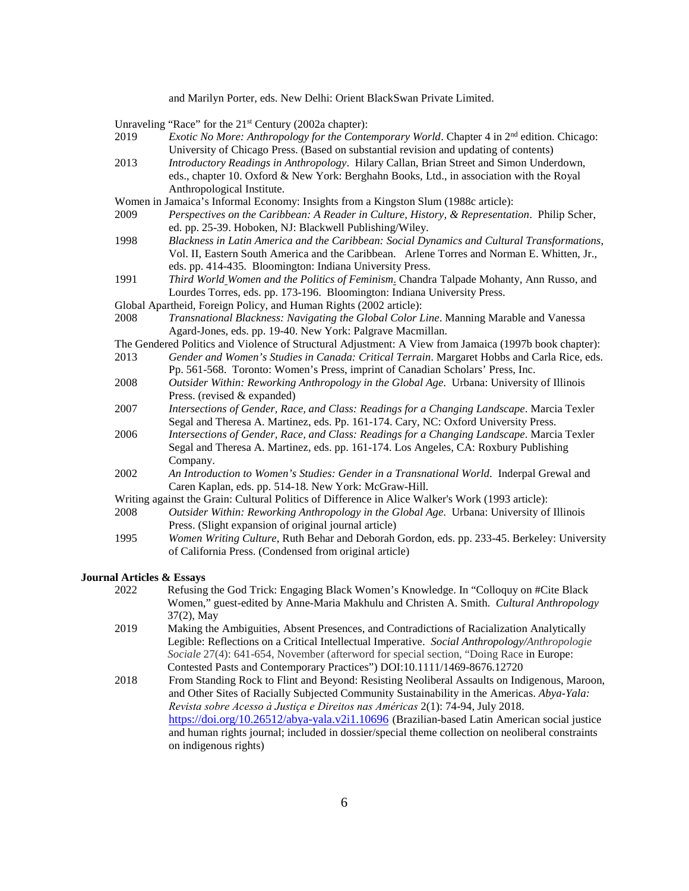and Marilyn Porter, eds. New Delhi: Orient BlackSwan Private Limited.

Unraveling "Race" for the 21st Century (2002a chapter):

2019 *Exotic No More: Anthropology for the Contemporary World*. Chapter 4 in 2nd edition. Chicago: University of Chicago Press. (Based on substantial revision and updating of contents)

2013 *Introductory Readings in Anthropology*. Hilary Callan, Brian Street and Simon Underdown, eds., chapter 10. Oxford & New York: Berghahn Books, Ltd., in association with the Royal Anthropological Institute.

Women in Jamaica's Informal Economy: Insights from a Kingston Slum (1988c article):

2009 *Perspectives on the Caribbean: A Reader in Culture, History, & Representation*. Philip Scher, ed. pp. 25-39. Hoboken, NJ: Blackwell Publishing/Wiley.

1998 *Blackness in Latin America and the Caribbean: Social Dynamics and Cultural Transformations*, Vol. II, Eastern South America and the Caribbean. Arlene Torres and Norman E. Whitten, Jr., eds. pp. 414-435. Bloomington: Indiana University Press.

1991 *Third World Women and the Politics of Feminism*. Chandra Talpade Mohanty, Ann Russo, and Lourdes Torres, eds. pp. 173-196. Bloomington: Indiana University Press.

Global Apartheid, Foreign Policy, and Human Rights (2002 article):

2008 *Transnational Blackness: Navigating the Global Color Line*. Manning Marable and Vanessa Agard-Jones, eds. pp. 19-40. New York: Palgrave Macmillan.

The Gendered Politics and Violence of Structural Adjustment: A View from Jamaica (1997b book chapter):

2013 *Gender and Women's Studies in Canada: Critical Terrain*. Margaret Hobbs and Carla Rice, eds. Pp. 561-568. Toronto: Women's Press, imprint of Canadian Scholars' Press, Inc.

2008 *Outsider Within: Reworking Anthropology in the Global Age*. Urbana: University of Illinois Press. (revised & expanded)

2007 *Intersections of Gender, Race, and Class: Readings for a Changing Landscape*. Marcia Texler Segal and Theresa A. Martinez, eds. Pp. 161-174. Cary, NC: Oxford University Press.

2006 *Intersections of Gender, Race, and Class: Readings for a Changing Landscape*. Marcia Texler Segal and Theresa A. Martinez, eds. pp. 161-174. Los Angeles, CA: Roxbury Publishing Company.

2002 *An Introduction to Women's Studies: Gender in a Transnational World*. Inderpal Grewal and Caren Kaplan, eds. pp. 514-18. New York: McGraw-Hill.

Writing against the Grain: Cultural Politics of Difference in Alice Walker's Work (1993 article):

2008 *Outsider Within: Reworking Anthropology in the Global Age*. Urbana: University of Illinois Press. (Slight expansion of original journal article)

1995 *Women Writing Culture*, Ruth Behar and Deborah Gordon, eds. pp. 233-45. Berkeley: University of California Press. (Condensed from original article)

**Journal Articles & Essays**

2022 Refusing the God Trick: Engaging Black Women's Knowledge. In "Colloquy on #Cite Black Women," guest-edited by Anne-Maria Makhulu and Christen A. Smith. *Cultural Anthropology* 37(2), May

2019 Making the Ambiguities, Absent Presences, and Contradictions of Racialization Analytically Legible: Reflections on a Critical Intellectual Imperative. *Social Anthropology/Anthropologie Sociale* 27(4): 641-654, November (afterword for special section, "Doing Race in Europe: Contested Pasts and Contemporary Practices") DOI:10.1111/1469-8676.12720

2018 From Standing Rock to Flint and Beyond: Resisting Neoliberal Assaults on Indigenous, Maroon, and Other Sites of Racially Subjected Community Sustainability in the Americas. *Abya-Yala: Revista sobre Acesso à Justiça e Direitos nas Américas* 2(1): 74-94, July 2018. https://doi.org/10.26512/abya-yala.v2i1.10696 (Brazilian-based Latin American social justice and human rights journal; included in dossier/special theme collection on neoliberal constraints on indigenous rights)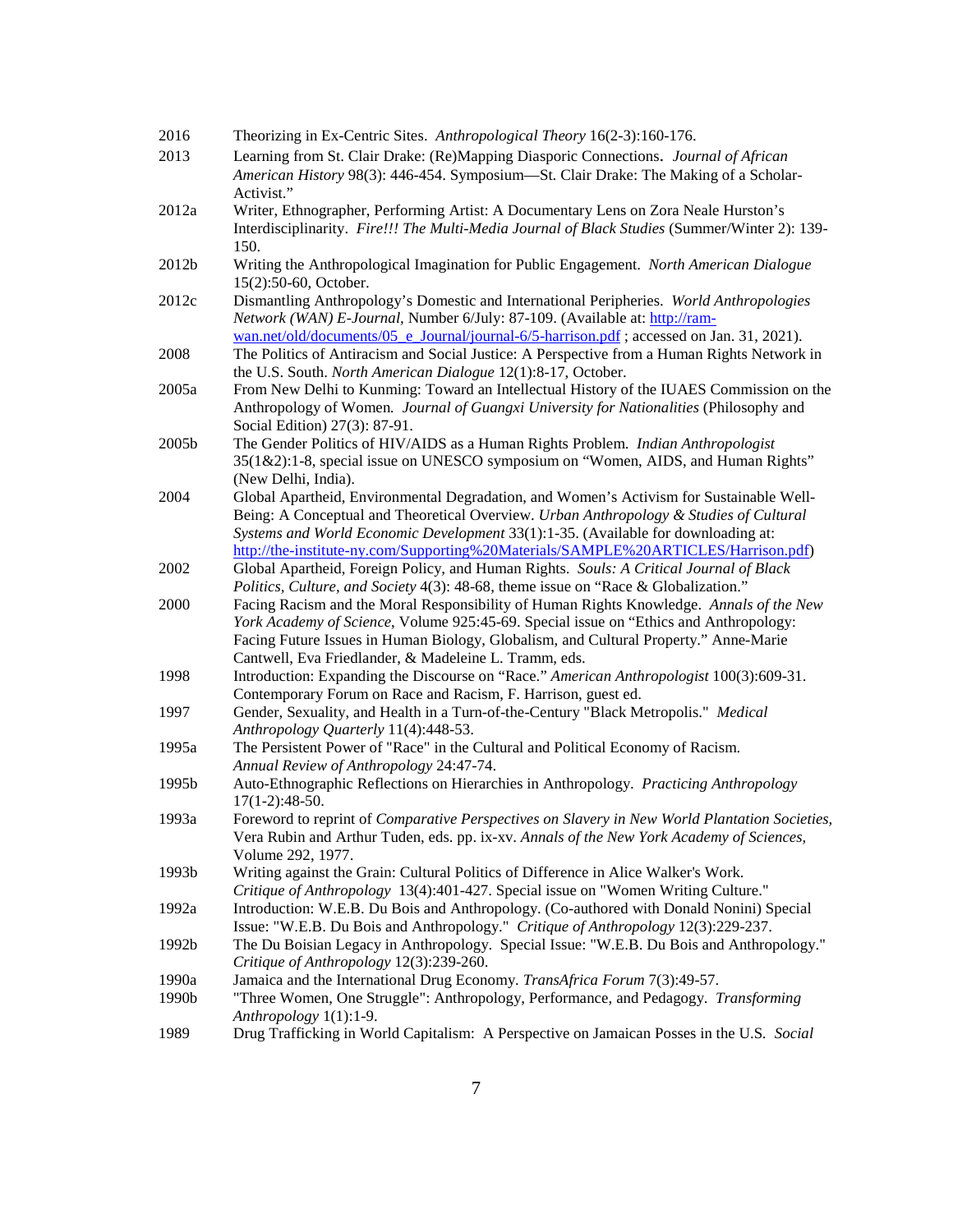2016 Theorizing in Ex-Centric Sites. *Anthropological Theory* 16(2-3):160-176.

2013 Learning from St. Clair Drake: (Re)Mapping Diasporic Connections. *Journal of African American History* 98(3): 446-454. Symposium—St. Clair Drake: The Making of a Scholar-Activist."

2012a Writer, Ethnographer, Performing Artist: A Documentary Lens on Zora Neale Hurston's Interdisciplinarity. *Fire!!! The Multi-Media Journal of Black Studies* (Summer/Winter 2): 139-150.

2012b Writing the Anthropological Imagination for Public Engagement. *North American Dialogue* 15(2):50-60, October.

2012c Dismantling Anthropology's Domestic and International Peripheries. *World Anthropologies Network (WAN) E-Journal*, Number 6/July: 87-109. (Available at: http://ram-wan.net/old/documents/05_e_Journal/journal-6/5-harrison.pdf ; accessed on Jan. 31, 2021).

2008 The Politics of Antiracism and Social Justice: A Perspective from a Human Rights Network in the U.S. South. *North American Dialogue* 12(1):8-17, October.

2005a From New Delhi to Kunming: Toward an Intellectual History of the IUAES Commission on the Anthropology of Women. *Journal of Guangxi University for Nationalities* (Philosophy and Social Edition) 27(3): 87-91.

2005b The Gender Politics of HIV/AIDS as a Human Rights Problem. *Indian Anthropologist* 35(1&2):1-8, special issue on UNESCO symposium on "Women, AIDS, and Human Rights" (New Delhi, India).

2004 Global Apartheid, Environmental Degradation, and Women's Activism for Sustainable Well-Being: A Conceptual and Theoretical Overview. *Urban Anthropology & Studies of Cultural Systems and World Economic Development* 33(1):1-35. (Available for downloading at: http://the-institute-ny.com/Supporting%20Materials/SAMPLE%20ARTICLES/Harrison.pdf)

2002 Global Apartheid, Foreign Policy, and Human Rights. *Souls: A Critical Journal of Black Politics, Culture, and Society* 4(3): 48-68, theme issue on "Race & Globalization."

2000 Facing Racism and the Moral Responsibility of Human Rights Knowledge. *Annals of the New York Academy of Science*, Volume 925:45-69. Special issue on "Ethics and Anthropology: Facing Future Issues in Human Biology, Globalism, and Cultural Property." Anne-Marie Cantwell, Eva Friedlander, & Madeleine L. Tramm, eds.

1998 Introduction: Expanding the Discourse on "Race." *American Anthropologist* 100(3):609-31. Contemporary Forum on Race and Racism, F. Harrison, guest ed.

1997 Gender, Sexuality, and Health in a Turn-of-the-Century "Black Metropolis." *Medical Anthropology Quarterly* 11(4):448-53.

1995a The Persistent Power of "Race" in the Cultural and Political Economy of Racism. *Annual Review of Anthropology* 24:47-74.

1995b Auto-Ethnographic Reflections on Hierarchies in Anthropology. *Practicing Anthropology* 17(1-2):48-50.

1993a Foreword to reprint of *Comparative Perspectives on Slavery in New World Plantation Societies,* Vera Rubin and Arthur Tuden, eds. pp. ix-xv. *Annals of the New York Academy of Sciences,* Volume 292, 1977.

1993b Writing against the Grain: Cultural Politics of Difference in Alice Walker's Work. *Critique of Anthropology* 13(4):401-427. Special issue on "Women Writing Culture."

1992a Introduction: W.E.B. Du Bois and Anthropology. (Co-authored with Donald Nonini) Special Issue: "W.E.B. Du Bois and Anthropology." *Critique of Anthropology* 12(3):229-237.

1992b The Du Boisian Legacy in Anthropology. Special Issue: "W.E.B. Du Bois and Anthropology." *Critique of Anthropology* 12(3):239-260.

1990a Jamaica and the International Drug Economy. *TransAfrica Forum* 7(3):49-57.

1990b "Three Women, One Struggle": Anthropology, Performance, and Pedagogy. *Transforming Anthropology* 1(1):1-9.

1989 Drug Trafficking in World Capitalism: A Perspective on Jamaican Posses in the U.S. *Social*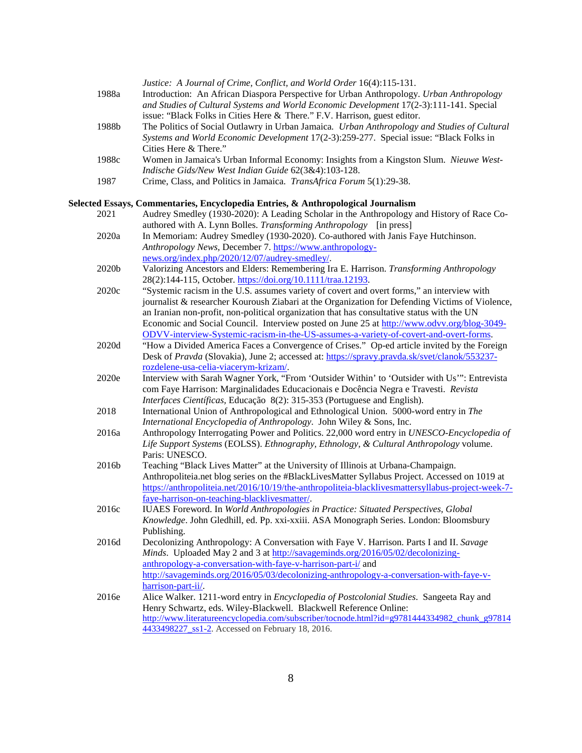*Justice: A Journal of Crime, Conflict, and World Order* 16(4):115-131.

1988a Introduction: An African Diaspora Perspective for Urban Anthropology. *Urban Anthropology and Studies of Cultural Systems and World Economic Development* 17(2-3):111-141. Special issue: "Black Folks in Cities Here & There." F.V. Harrison, guest editor.

1988b The Politics of Social Outlawry in Urban Jamaica. *Urban Anthropology and Studies of Cultural Systems and World Economic Development* 17(2-3):259-277. Special issue: "Black Folks in Cities Here & There."

1988c Women in Jamaica's Urban Informal Economy: Insights from a Kingston Slum. *Nieuwe West-Indische Gids/New West Indian Guide* 62(3&4):103-128.

1987 Crime, Class, and Politics in Jamaica. *TransAfrica Forum* 5(1):29-38.

**Selected Essays, Commentaries, Encyclopedia Entries, & Anthropological Journalism**

2021 Audrey Smedley (1930-2020): A Leading Scholar in the Anthropology and History of Race Co-authored with A. Lynn Bolles. *Transforming Anthropology* [in press]

2020a In Memoriam: Audrey Smedley (1930-2020). Co-authored with Janis Faye Hutchinson. *Anthropology News*, December 7. https://www.anthropology-news.org/index.php/2020/12/07/audrey-smedley/.

2020b Valorizing Ancestors and Elders: Remembering Ira E. Harrison. *Transforming Anthropology* 28(2):144-115, October. https://doi.org/10.1111/traa.12193.

2020c "Systemic racism in the U.S. assumes variety of covert and overt forms," an interview with journalist & researcher Kouroush Ziabari at the Organization for Defending Victims of Violence, an Iranian non-profit, non-political organization that has consultative status with the UN Economic and Social Council. Interview posted on June 25 at http://www.odvv.org/blog-3049-ODVV-interview-Systemic-racism-in-the-US-assumes-a-variety-of-covert-and-overt-forms.

2020d "How a Divided America Faces a Convergence of Crises." Op-ed article invited by the Foreign Desk of *Pravda* (Slovakia), June 2; accessed at: https://spravy.pravda.sk/svet/clanok/553237-rozdelene-usa-celia-viacerym-krizam/.

2020e Interview with Sarah Wagner York, "From 'Outsider Within' to 'Outsider with Us'": Entrevista com Faye Harrison: Marginalidades Educacionais e Docência Negra e Travesti. *Revista Interfaces Científicas*, Educação 8(2): 315-353 (Portuguese and English).

2018 International Union of Anthropological and Ethnological Union. 5000-word entry in *The International Encyclopedia of Anthropology*. John Wiley & Sons, Inc.

2016a Anthropology Interrogating Power and Politics. 22,000 word entry in *UNESCO-Encyclopedia of Life Support Systems* (EOLSS). *Ethnography, Ethnology, & Cultural Anthropology* volume. Paris: UNESCO.

2016b Teaching "Black Lives Matter" at the University of Illinois at Urbana-Champaign. Anthropoliteia.net blog series on the #BlackLivesMatter Syllabus Project. Accessed on 1019 at https://anthropoliteia.net/2016/10/19/the-anthropoliteia-blacklivesmattersyllabus-project-week-7-faye-harrison-on-teaching-blacklivesmatter/.

2016c IUAES Foreword. In *World Anthropologies in Practice: Situated Perspectives, Global Knowledge*. John Gledhill, ed. Pp. xxi-xxiii. ASA Monograph Series. London: Bloomsbury Publishing.

2016d Decolonizing Anthropology: A Conversation with Faye V. Harrison. Parts I and II. *Savage Minds*. Uploaded May 2 and 3 at http://savageminds.org/2016/05/02/decolonizing-anthropology-a-conversation-with-faye-v-harrison-part-i/ and http://savageminds.org/2016/05/03/decolonizing-anthropology-a-conversation-with-faye-v-harrison-part-ii/.

2016e Alice Walker. 1211-word entry in *Encyclopedia of Postcolonial Studies*. Sangeeta Ray and Henry Schwartz, eds. Wiley-Blackwell. Blackwell Reference Online: http://www.literatureencyclopedia.com/subscriber/tocnode.html?id=g9781444334982_chunk_g9781444433498227_ss1-2. Accessed on February 18, 2016.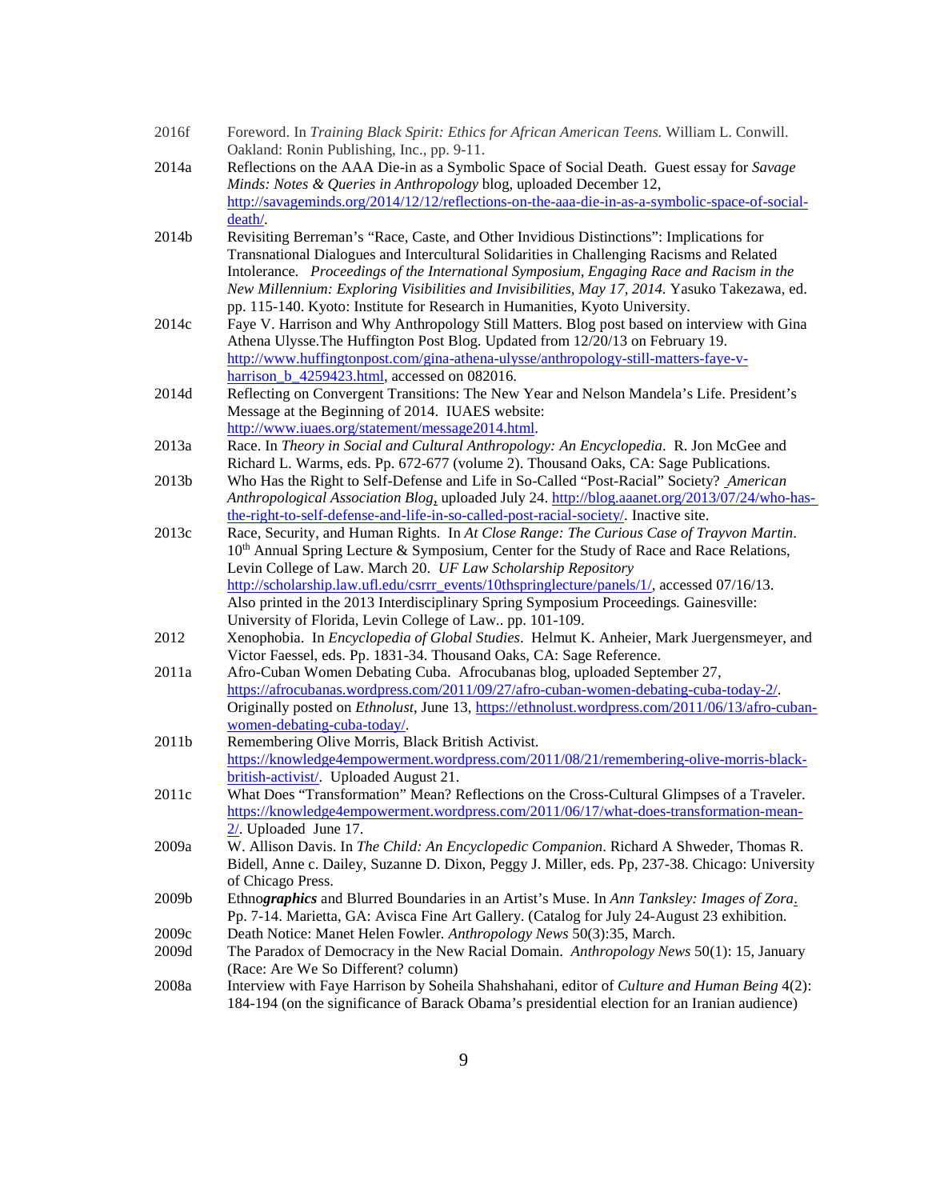2016f Foreword. In *Training Black Spirit: Ethics for African American Teens.* William L. Conwill. Oakland: Ronin Publishing, Inc., pp. 9-11.

2014a Reflections on the AAA Die-in as a Symbolic Space of Social Death. Guest essay for *Savage Minds: Notes & Queries in Anthropology* blog, uploaded December 12, http://savageminds.org/2014/12/12/reflections-on-the-aaa-die-in-as-a-symbolic-space-of-social-death/.

2014b Revisiting Berreman's "Race, Caste, and Other Invidious Distinctions": Implications for Transnational Dialogues and Intercultural Solidarities in Challenging Racisms and Related Intolerance. *Proceedings of the International Symposium, Engaging Race and Racism in the New Millennium: Exploring Visibilities and Invisibilities, May 17, 2014.* Yasuko Takezawa, ed. pp. 115-140. Kyoto: Institute for Research in Humanities, Kyoto University.

2014c Faye V. Harrison and Why Anthropology Still Matters. Blog post based on interview with Gina Athena Ulysse.The Huffington Post Blog. Updated from 12/20/13 on February 19. http://www.huffingtonpost.com/gina-athena-ulysse/anthropology-still-matters-faye-v-harrison_b_4259423.html, accessed on 082016.

2014d Reflecting on Convergent Transitions: The New Year and Nelson Mandela's Life. President's Message at the Beginning of 2014. IUAES website: http://www.iuaes.org/statement/message2014.html.

2013a Race. In *Theory in Social and Cultural Anthropology: An Encyclopedia*. R. Jon McGee and Richard L. Warms, eds. Pp. 672-677 (volume 2). Thousand Oaks, CA: Sage Publications.

2013b Who Has the Right to Self-Defense and Life in So-Called "Post-Racial" Society? *American Anthropological Association Blog*, uploaded July 24. http://blog.aaanet.org/2013/07/24/who-has-the-right-to-self-defense-and-life-in-so-called-post-racial-society/. Inactive site.

2013c Race, Security, and Human Rights. In *At Close Range: The Curious Case of Trayvon Martin*. 10th Annual Spring Lecture & Symposium, Center for the Study of Race and Race Relations, Levin College of Law. March 20. *UF Law Scholarship Repository* http://scholarship.law.ufl.edu/csrrr_events/10thspringlecture/panels/1/, accessed 07/16/13. Also printed in the 2013 Interdisciplinary Spring Symposium Proceedings*.* Gainesville: University of Florida, Levin College of Law.. pp. 101-109.

2012 Xenophobia. In *Encyclopedia of Global Studies*. Helmut K. Anheier, Mark Juergensmeyer, and Victor Faessel, eds. Pp. 1831-34. Thousand Oaks, CA: Sage Reference.

2011a Afro-Cuban Women Debating Cuba. Afrocubanas blog, uploaded September 27, https://afrocubanas.wordpress.com/2011/09/27/afro-cuban-women-debating-cuba-today-2/. Originally posted on *Ethnolust*, June 13, https://ethnolust.wordpress.com/2011/06/13/afro-cuban-women-debating-cuba-today/.

2011b Remembering Olive Morris, Black British Activist. https://knowledge4empowerment.wordpress.com/2011/08/21/remembering-olive-morris-black-british-activist/. Uploaded August 21.

2011c What Does "Transformation" Mean? Reflections on the Cross-Cultural Glimpses of a Traveler. https://knowledge4empowerment.wordpress.com/2011/06/17/what-does-transformation-mean-2/. Uploaded June 17.

2009a W. Allison Davis. In *The Child: An Encyclopedic Companion*. Richard A Shweder, Thomas R. Bidell, Anne c. Dailey, Suzanne D. Dixon, Peggy J. Miller, eds. Pp, 237-38. Chicago: University of Chicago Press.

2009b Ethno***graphics*** and Blurred Boundaries in an Artist's Muse. In *Ann Tanksley: Images of Zora*. Pp. 7-14. Marietta, GA: Avisca Fine Art Gallery. (Catalog for July 24-August 23 exhibition.

2009c Death Notice: Manet Helen Fowler. *Anthropology News* 50(3):35, March.

2009d The Paradox of Democracy in the New Racial Domain. *Anthropology News* 50(1): 15, January (Race: Are We So Different? column)

2008a Interview with Faye Harrison by Soheila Shahshahani, editor of *Culture and Human Being* 4(2): 184-194 (on the significance of Barack Obama's presidential election for an Iranian audience)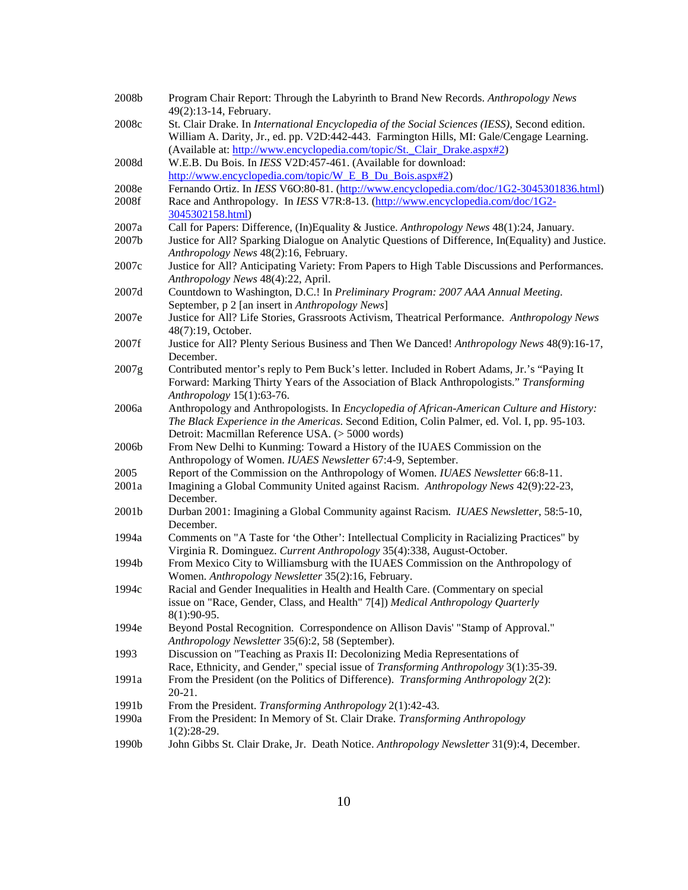2008b Program Chair Report: Through the Labyrinth to Brand New Records. *Anthropology News* 49(2):13-14, February.

2008c St. Clair Drake. In *International Encyclopedia of the Social Sciences (IESS)*, Second edition. William A. Darity, Jr., ed. pp. V2D:442-443. Farmington Hills, MI: Gale/Cengage Learning. (Available at: http://www.encyclopedia.com/topic/St._Clair_Drake.aspx#2)

2008d W.E.B. Du Bois. In *IESS* V2D:457-461. (Available for download: http://www.encyclopedia.com/topic/W_E_B_Du_Bois.aspx#2)

2008e Fernando Ortiz. In *IESS* V6O:80-81. (http://www.encyclopedia.com/doc/1G2-3045301836.html)

2008f Race and Anthropology. In *IESS* V7R:8-13. (http://www.encyclopedia.com/doc/1G2-3045302158.html)

2007a Call for Papers: Difference, (In)Equality & Justice. *Anthropology News* 48(1):24, January.

2007b Justice for All? Sparking Dialogue on Analytic Questions of Difference, In(Equality) and Justice. *Anthropology News* 48(2):16, February.

2007c Justice for All? Anticipating Variety: From Papers to High Table Discussions and Performances. *Anthropology News* 48(4):22, April.

2007d Countdown to Washington, D.C.! In *Preliminary Program: 2007 AAA Annual Meeting*. September, p 2 [an insert in *Anthropology News*]

2007e Justice for All? Life Stories, Grassroots Activism, Theatrical Performance. *Anthropology News* 48(7):19, October.

2007f Justice for All? Plenty Serious Business and Then We Danced! *Anthropology News* 48(9):16-17, December.

2007g Contributed mentor's reply to Pem Buck's letter. Included in Robert Adams, Jr.'s "Paying It Forward: Marking Thirty Years of the Association of Black Anthropologists." *Transforming Anthropology* 15(1):63-76.

2006a Anthropology and Anthropologists. In *Encyclopedia of African-American Culture and History: The Black Experience in the Americas*. Second Edition, Colin Palmer, ed. Vol. I, pp. 95-103. Detroit: Macmillan Reference USA. (> 5000 words)

2006b From New Delhi to Kunming: Toward a History of the IUAES Commission on the Anthropology of Women. *IUAES Newsletter* 67:4-9, September.

2005 Report of the Commission on the Anthropology of Women. *IUAES Newsletter* 66:8-11.

2001a Imagining a Global Community United against Racism. *Anthropology News* 42(9):22-23, December.

2001b Durban 2001: Imagining a Global Community against Racism. *IUAES Newsletter*, 58:5-10, December.

1994a Comments on "A Taste for 'the Other': Intellectual Complicity in Racializing Practices" by Virginia R. Dominguez. *Current Anthropology* 35(4):338, August-October.

1994b From Mexico City to Williamsburg with the IUAES Commission on the Anthropology of Women. *Anthropology Newsletter* 35(2):16, February.

1994c Racial and Gender Inequalities in Health and Health Care. (Commentary on special issue on "Race, Gender, Class, and Health" 7[4]) *Medical Anthropology Quarterly* 8(1):90-95.

1994e Beyond Postal Recognition. Correspondence on Allison Davis' "Stamp of Approval." *Anthropology Newsletter* 35(6):2, 58 (September).

1993 Discussion on "Teaching as Praxis II: Decolonizing Media Representations of Race, Ethnicity, and Gender," special issue of *Transforming Anthropology* 3(1):35-39.

1991a From the President (on the Politics of Difference). *Transforming Anthropology* 2(2): 20-21.

1991b From the President. *Transforming Anthropology* 2(1):42-43.

1990a From the President: In Memory of St. Clair Drake. *Transforming Anthropology* 1(2):28-29.

1990b John Gibbs St. Clair Drake, Jr. Death Notice. *Anthropology Newsletter* 31(9):4, December.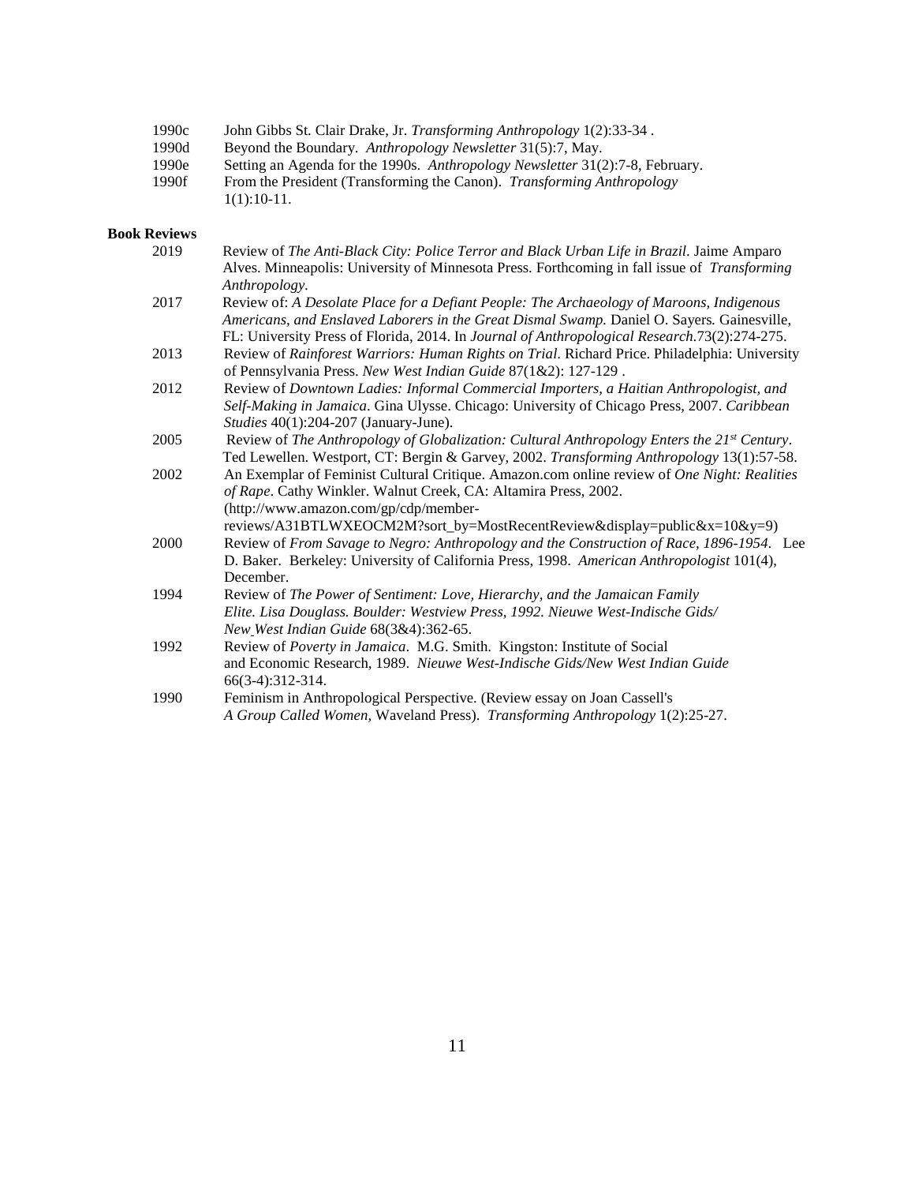1990c John Gibbs St. Clair Drake, Jr. *Transforming Anthropology* 1(2):33-34 .
1990d Beyond the Boundary. *Anthropology Newsletter* 31(5):7, May.
1990e Setting an Agenda for the 1990s. *Anthropology Newsletter* 31(2):7-8, February.
1990f From the President (Transforming the Canon). *Transforming Anthropology* 1(1):10-11.

**Book Reviews**

2019 Review of *The Anti-Black City: Police Terror and Black Urban Life in Brazil*. Jaime Amparo Alves. Minneapolis: University of Minnesota Press. Forthcoming in fall issue of *Transforming Anthropology*.

2017 Review of: *A Desolate Place for a Defiant People: The Archaeology of Maroons, Indigenous Americans, and Enslaved Laborers in the Great Dismal Swamp.* Daniel O. Sayers*.* Gainesville, FL: University Press of Florida, 2014. In *Journal of Anthropological Research*.73(2):274-275.

2013 Review of *Rainforest Warriors: Human Rights on Trial*. Richard Price. Philadelphia: University of Pennsylvania Press. *New West Indian Guide* 87(1&2): 127-129 .

2012 Review of *Downtown Ladies: Informal Commercial Importers, a Haitian Anthropologist, and Self-Making in Jamaica*. Gina Ulysse. Chicago: University of Chicago Press, 2007. *Caribbean Studies* 40(1):204-207 (January-June).

2005 Review of *The Anthropology of Globalization: Cultural Anthropology Enters the 21st Century*. Ted Lewellen. Westport, CT: Bergin & Garvey, 2002. *Transforming Anthropology* 13(1):57-58.

2002 An Exemplar of Feminist Cultural Critique. Amazon.com online review of *One Night: Realities of Rape*. Cathy Winkler. Walnut Creek, CA: Altamira Press, 2002. (http://www.amazon.com/gp/cdp/member-reviews/A31BTLWXEOCM2M?sort_by=MostRecentReview&display=public&x=10&y=9)

2000 Review of *From Savage to Negro: Anthropology and the Construction of Race, 1896-1954*. Lee D. Baker. Berkeley: University of California Press, 1998. *American Anthropologist* 101(4), December.

1994 Review of *The Power of Sentiment: Love, Hierarchy, and the Jamaican Family Elite. Lisa Douglass. Boulder: Westview Press, 1992. Nieuwe West-Indische Gids/ New West Indian Guide* 68(3&4):362-65.

1992 Review of *Poverty in Jamaica*. M.G. Smith. Kingston: Institute of Social and Economic Research, 1989. *Nieuwe West-Indische Gids/New West Indian Guide* 66(3-4):312-314.

1990 Feminism in Anthropological Perspective. (Review essay on Joan Cassell's *A Group Called Women*, Waveland Press). *Transforming Anthropology* 1(2):25-27.